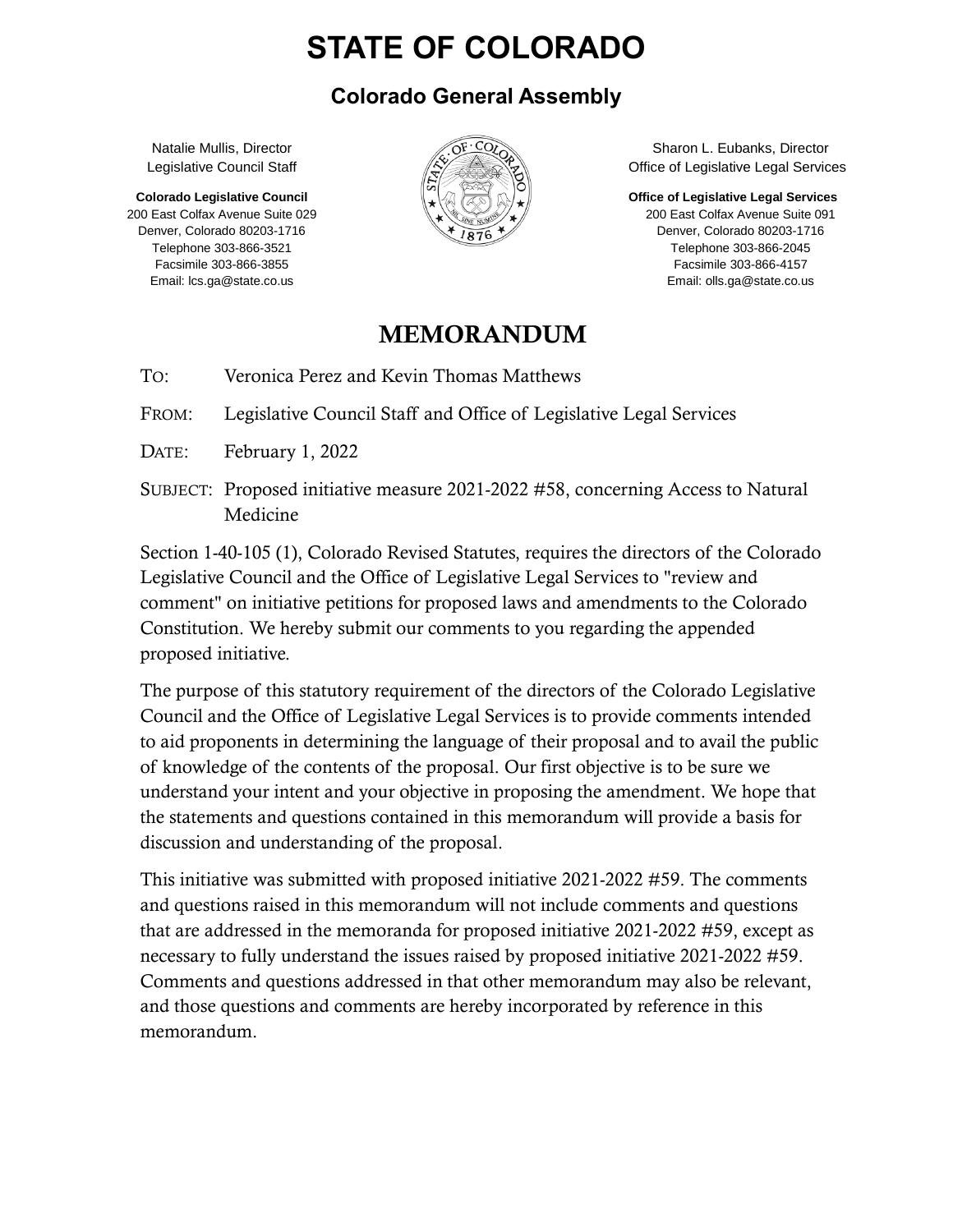# STATE OF COLORADO

## Colorado General Assembly

Natalie Mullis, Director
Legislative Council Staff

**Colorado Legislative Council**
200 East Colfax Avenue Suite 029
Denver, Colorado 80203-1716
Telephone 303-866-3521
Facsimile 303-866-3855
Email: lcs.ga@state.co.us

Sharon L. Eubanks, Director
Office of Legislative Legal Services

**Office of Legislative Legal Services**
200 East Colfax Avenue Suite 091
Denver, Colorado 80203-1716
Telephone 303-866-2045
Facsimile 303-866-4157
Email: olls.ga@state.co.us

## MEMORANDUM

TO: Veronica Perez and Kevin Thomas Matthews

FROM: Legislative Council Staff and Office of Legislative Legal Services

DATE: February 1, 2022

SUBJECT: Proposed initiative measure 2021-2022 #58, concerning Access to Natural Medicine

Section 1-40-105 (1), Colorado Revised Statutes, requires the directors of the Colorado Legislative Council and the Office of Legislative Legal Services to "review and comment" on initiative petitions for proposed laws and amendments to the Colorado Constitution. We hereby submit our comments to you regarding the appended proposed initiative.

The purpose of this statutory requirement of the directors of the Colorado Legislative Council and the Office of Legislative Legal Services is to provide comments intended to aid proponents in determining the language of their proposal and to avail the public of knowledge of the contents of the proposal. Our first objective is to be sure we understand your intent and your objective in proposing the amendment. We hope that the statements and questions contained in this memorandum will provide a basis for discussion and understanding of the proposal.

This initiative was submitted with proposed initiative 2021-2022 #59. The comments and questions raised in this memorandum will not include comments and questions that are addressed in the memoranda for proposed initiative 2021-2022 #59, except as necessary to fully understand the issues raised by proposed initiative 2021-2022 #59. Comments and questions addressed in that other memorandum may also be relevant, and those questions and comments are hereby incorporated by reference in this memorandum.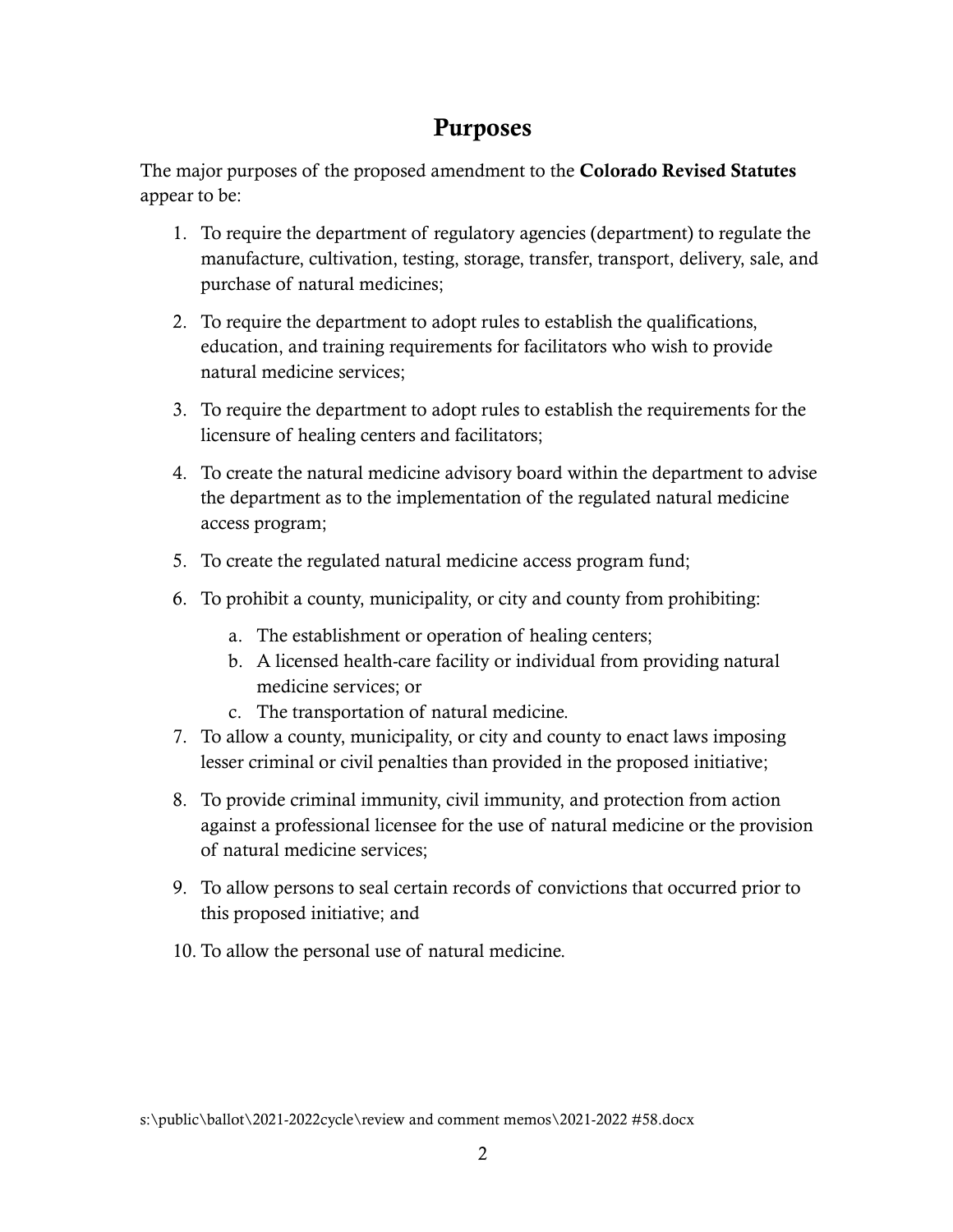## Purposes

The major purposes of the proposed amendment to the **Colorado Revised Statutes** appear to be:

1. To require the department of regulatory agencies (department) to regulate the manufacture, cultivation, testing, storage, transfer, transport, delivery, sale, and purchase of natural medicines;
2. To require the department to adopt rules to establish the qualifications, education, and training requirements for facilitators who wish to provide natural medicine services;
3. To require the department to adopt rules to establish the requirements for the licensure of healing centers and facilitators;
4. To create the natural medicine advisory board within the department to advise the department as to the implementation of the regulated natural medicine access program;
5. To create the regulated natural medicine access program fund;
6. To prohibit a county, municipality, or city and county from prohibiting:
   a. The establishment or operation of healing centers;
   b. A licensed health-care facility or individual from providing natural medicine services; or
   c. The transportation of natural medicine.
7. To allow a county, municipality, or city and county to enact laws imposing lesser criminal or civil penalties than provided in the proposed initiative;
8. To provide criminal immunity, civil immunity, and protection from action against a professional licensee for the use of natural medicine or the provision of natural medicine services;
9. To allow persons to seal certain records of convictions that occurred prior to this proposed initiative; and
10. To allow the personal use of natural medicine.

s:\public\ballot\2021-2022cycle\review and comment memos\2021-2022 #58.docx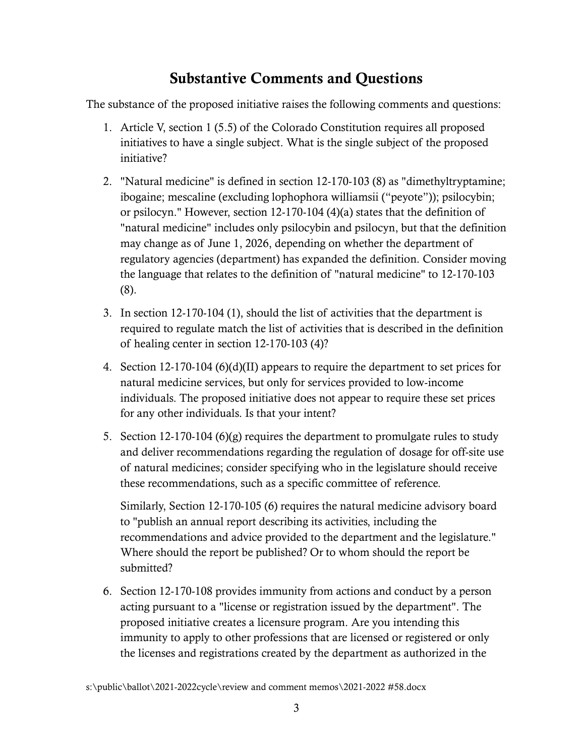## Substantive Comments and Questions

The substance of the proposed initiative raises the following comments and questions:

1. Article V, section 1 (5.5) of the Colorado Constitution requires all proposed initiatives to have a single subject. What is the single subject of the proposed initiative?

2. "Natural medicine" is defined in section 12-170-103 (8) as "dimethyltryptamine; ibogaine; mescaline (excluding lophophora williamsii ("peyote")); psilocybin; or psilocyn." However, section 12-170-104 (4)(a) states that the definition of "natural medicine" includes only psilocybin and psilocyn, but that the definition may change as of June 1, 2026, depending on whether the department of regulatory agencies (department) has expanded the definition. Consider moving the language that relates to the definition of "natural medicine" to 12-170-103 (8).

3. In section 12-170-104 (1), should the list of activities that the department is required to regulate match the list of activities that is described in the definition of healing center in section 12-170-103 (4)?

4. Section 12-170-104 (6)(d)(II) appears to require the department to set prices for natural medicine services, but only for services provided to low-income individuals. The proposed initiative does not appear to require these set prices for any other individuals. Is that your intent?

5. Section 12-170-104 (6)(g) requires the department to promulgate rules to study and deliver recommendations regarding the regulation of dosage for off-site use of natural medicines; consider specifying who in the legislature should receive these recommendations, such as a specific committee of reference.

   Similarly, Section 12-170-105 (6) requires the natural medicine advisory board to "publish an annual report describing its activities, including the recommendations and advice provided to the department and the legislature." Where should the report be published? Or to whom should the report be submitted?

6. Section 12-170-108 provides immunity from actions and conduct by a person acting pursuant to a "license or registration issued by the department". The proposed initiative creates a licensure program. Are you intending this immunity to apply to other professions that are licensed or registered or only the licenses and registrations created by the department as authorized in the

s:\public\ballot\2021-2022cycle\review and comment memos\2021-2022 #58.docx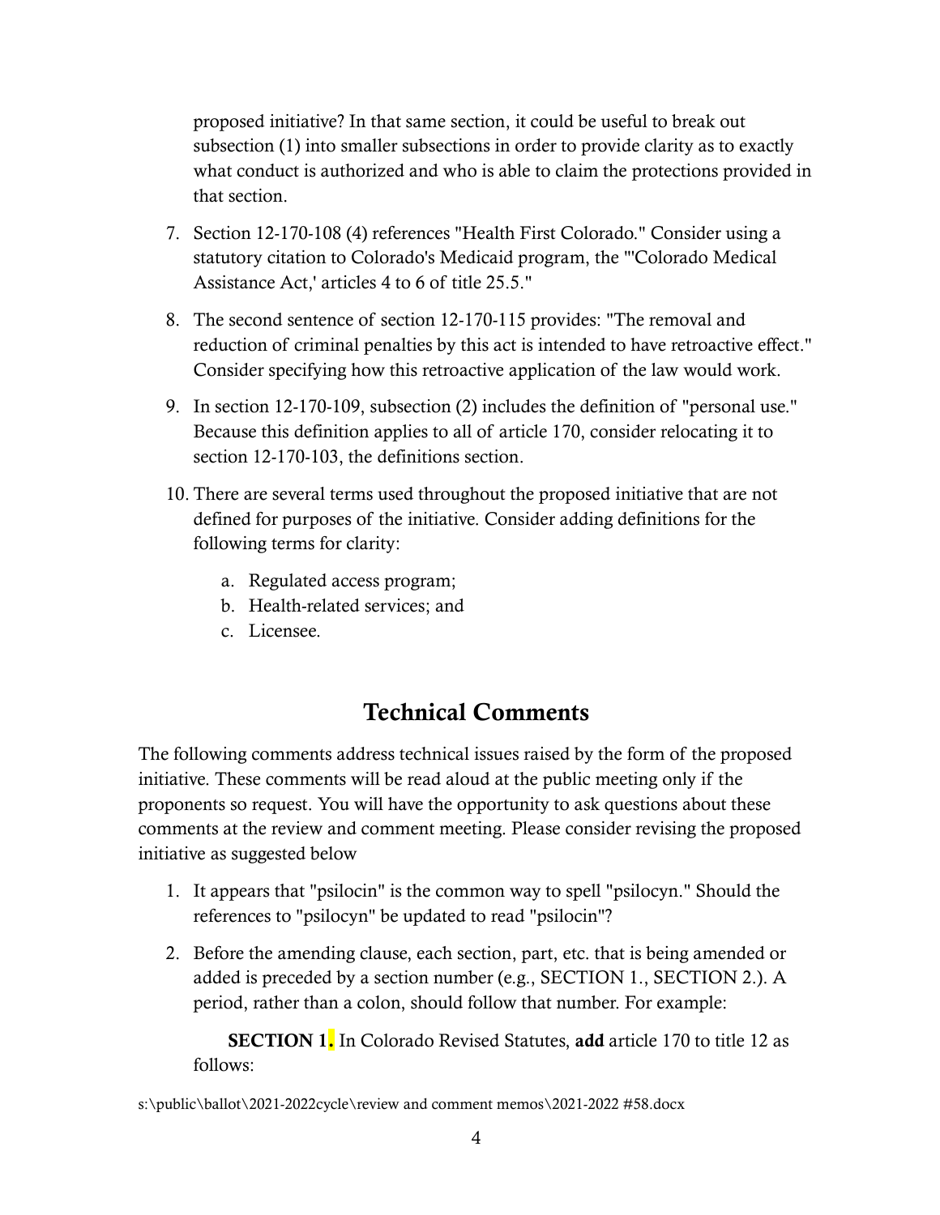proposed initiative? In that same section, it could be useful to break out subsection (1) into smaller subsections in order to provide clarity as to exactly what conduct is authorized and who is able to claim the protections provided in that section.

7. Section 12-170-108 (4) references "Health First Colorado." Consider using a statutory citation to Colorado's Medicaid program, the "'Colorado Medical Assistance Act,' articles 4 to 6 of title 25.5."

8. The second sentence of section 12-170-115 provides: "The removal and reduction of criminal penalties by this act is intended to have retroactive effect." Consider specifying how this retroactive application of the law would work.

9. In section 12-170-109, subsection (2) includes the definition of "personal use." Because this definition applies to all of article 170, consider relocating it to section 12-170-103, the definitions section.

10. There are several terms used throughout the proposed initiative that are not defined for purposes of the initiative. Consider adding definitions for the following terms for clarity:

    a. Regulated access program;
    b. Health-related services; and
    c. Licensee.

## Technical Comments

The following comments address technical issues raised by the form of the proposed initiative. These comments will be read aloud at the public meeting only if the proponents so request. You will have the opportunity to ask questions about these comments at the review and comment meeting. Please consider revising the proposed initiative as suggested below

1. It appears that "psilocin" is the common way to spell "psilocyn." Should the references to "psilocyn" be updated to read "psilocin"?

2. Before the amending clause, each section, part, etc. that is being amended or added is preceded by a section number (e.g., SECTION 1., SECTION 2.). A period, rather than a colon, should follow that number. For example:

   **SECTION 1.** In Colorado Revised Statutes, **add** article 170 to title 12 as follows:

s:\public\ballot\2021-2022cycle\review and comment memos\2021-2022 #58.docx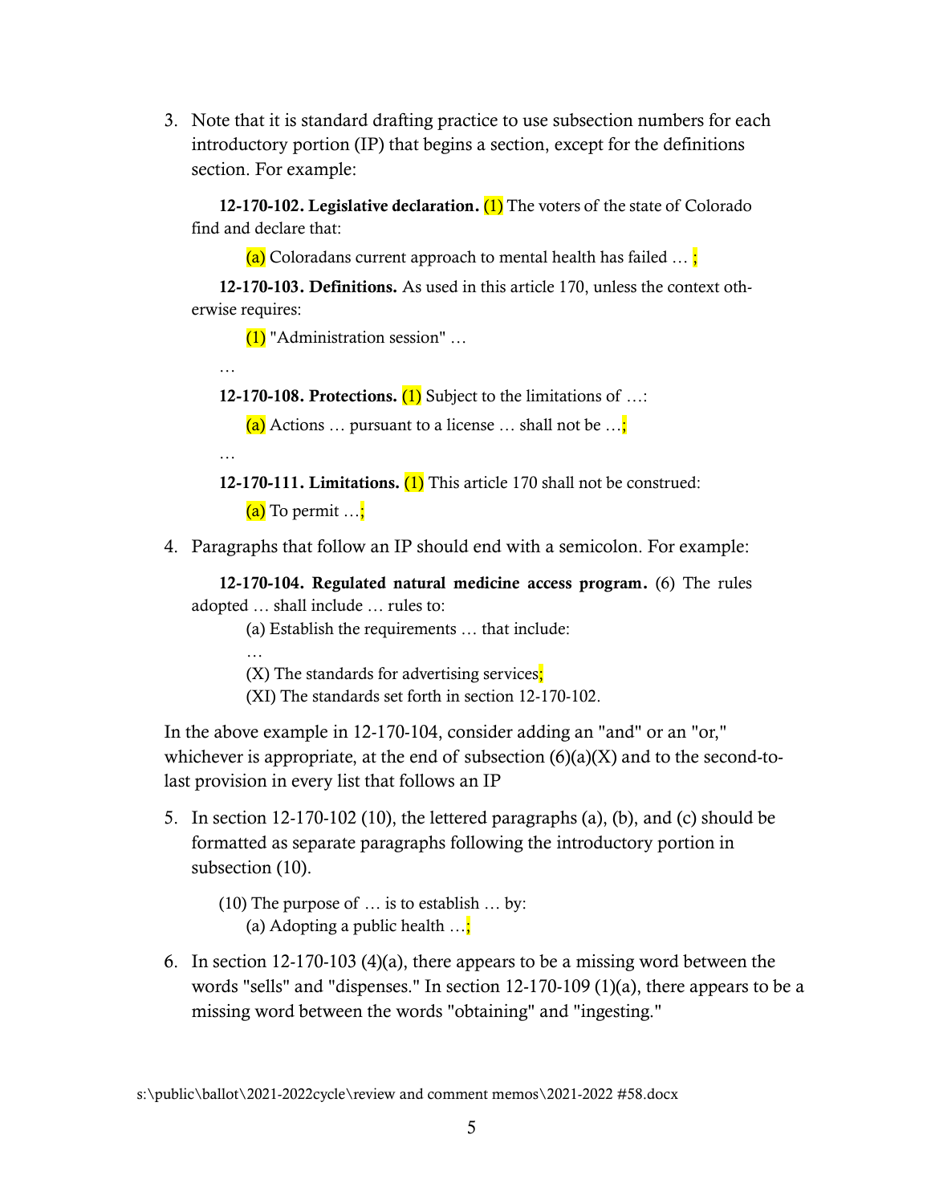3. Note that it is standard drafting practice to use subsection numbers for each introductory portion (IP) that begins a section, except for the definitions section. For example:

> **12-170-102. Legislative declaration.** (1) The voters of the state of Colorado find and declare that:
>
> (a) Coloradans current approach to mental health has failed … ;
>
> **12-170-103. Definitions.** As used in this article 170, unless the context otherwise requires:
>
> (1) "Administration session" …
>
> …
>
> **12-170-108. Protections.** (1) Subject to the limitations of …:
>
> (a) Actions … pursuant to a license … shall not be …;
>
> …
>
> **12-170-111. Limitations.** (1) This article 170 shall not be construed:
>
> (a) To permit …;

4. Paragraphs that follow an IP should end with a semicolon. For example:

> **12-170-104. Regulated natural medicine access program.** (6) The rules adopted … shall include … rules to:
>
> (a) Establish the requirements … that include:
>
> …
>
> (X) The standards for advertising services;
>
> (XI) The standards set forth in section 12-170-102.

In the above example in 12-170-104, consider adding an "and" or an "or," whichever is appropriate, at the end of subsection (6)(a)(X) and to the second-to-last provision in every list that follows an IP

5. In section 12-170-102 (10), the lettered paragraphs (a), (b), and (c) should be formatted as separate paragraphs following the introductory portion in subsection (10).

> (10) The purpose of … is to establish … by:
>
> (a) Adopting a public health …;

6. In section 12-170-103 (4)(a), there appears to be a missing word between the words "sells" and "dispenses." In section 12-170-109 (1)(a), there appears to be a missing word between the words "obtaining" and "ingesting."

s:\public\ballot\2021-2022cycle\review and comment memos\2021-2022 #58.docx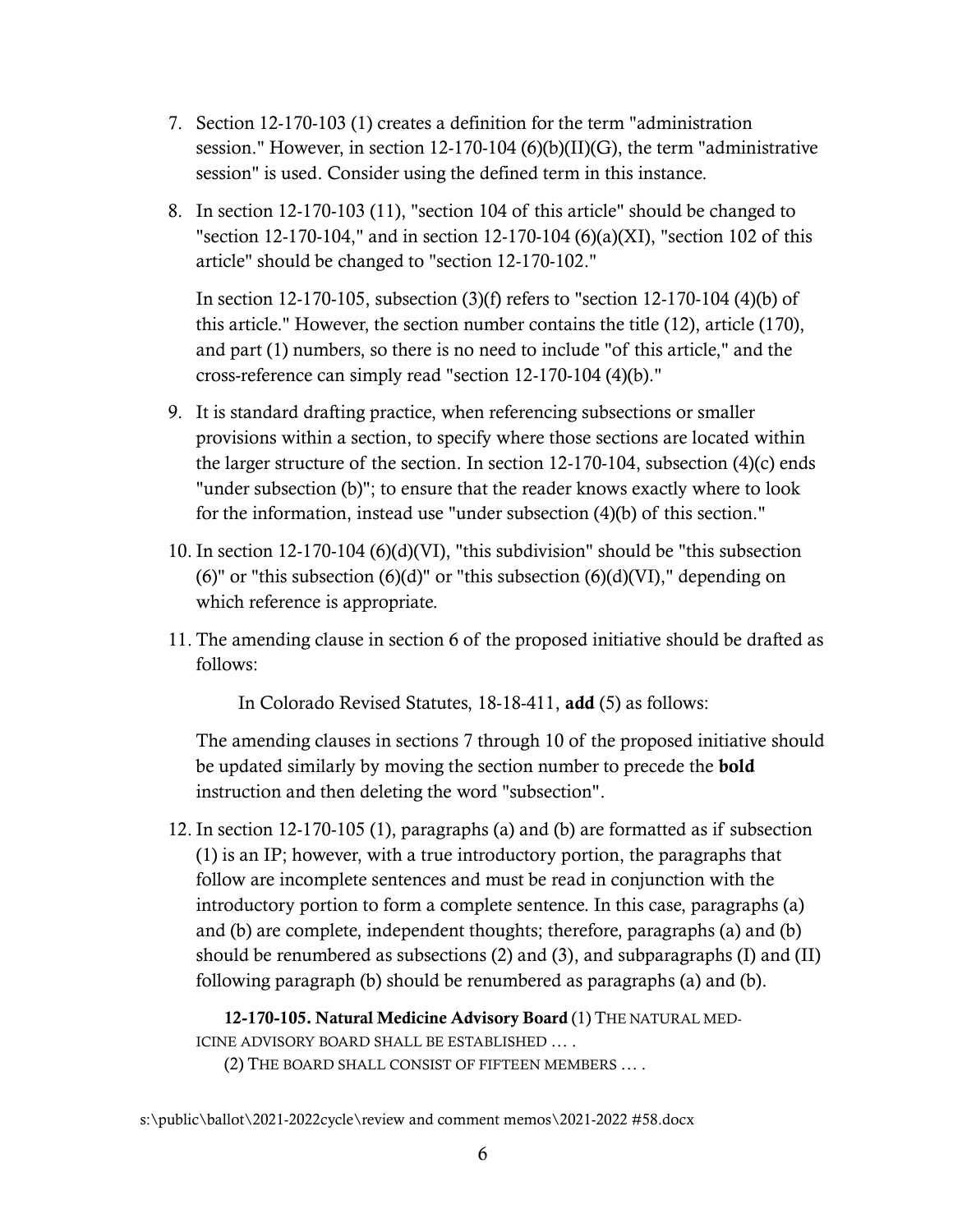7. Section 12-170-103 (1) creates a definition for the term "administration session." However, in section 12-170-104 (6)(b)(II)(G), the term "administrative session" is used. Consider using the defined term in this instance.

8. In section 12-170-103 (11), "section 104 of this article" should be changed to "section 12-170-104," and in section 12-170-104 (6)(a)(XI), "section 102 of this article" should be changed to "section 12-170-102."

   In section 12-170-105, subsection (3)(f) refers to "section 12-170-104 (4)(b) of this article." However, the section number contains the title (12), article (170), and part (1) numbers, so there is no need to include "of this article," and the cross-reference can simply read "section 12-170-104 (4)(b)."

9. It is standard drafting practice, when referencing subsections or smaller provisions within a section, to specify where those sections are located within the larger structure of the section. In section 12-170-104, subsection (4)(c) ends "under subsection (b)"; to ensure that the reader knows exactly where to look for the information, instead use "under subsection (4)(b) of this section."

10. In section 12-170-104 (6)(d)(VI), "this subdivision" should be "this subsection (6)" or "this subsection (6)(d)" or "this subsection (6)(d)(VI)," depending on which reference is appropriate.

11. The amending clause in section 6 of the proposed initiative should be drafted as follows:

    In Colorado Revised Statutes, 18-18-411, **add** (5) as follows:

    The amending clauses in sections 7 through 10 of the proposed initiative should be updated similarly by moving the section number to precede the **bold** instruction and then deleting the word "subsection".

12. In section 12-170-105 (1), paragraphs (a) and (b) are formatted as if subsection (1) is an IP; however, with a true introductory portion, the paragraphs that follow are incomplete sentences and must be read in conjunction with the introductory portion to form a complete sentence. In this case, paragraphs (a) and (b) are complete, independent thoughts; therefore, paragraphs (a) and (b) should be renumbered as subsections (2) and (3), and subparagraphs (I) and (II) following paragraph (b) should be renumbered as paragraphs (a) and (b).

    **12-170-105. Natural Medicine Advisory Board** (1) THE NATURAL MEDICINE ADVISORY BOARD SHALL BE ESTABLISHED … .
    
    (2) THE BOARD SHALL CONSIST OF FIFTEEN MEMBERS … .

s:\public\ballot\2021-2022cycle\review and comment memos\2021-2022 #58.docx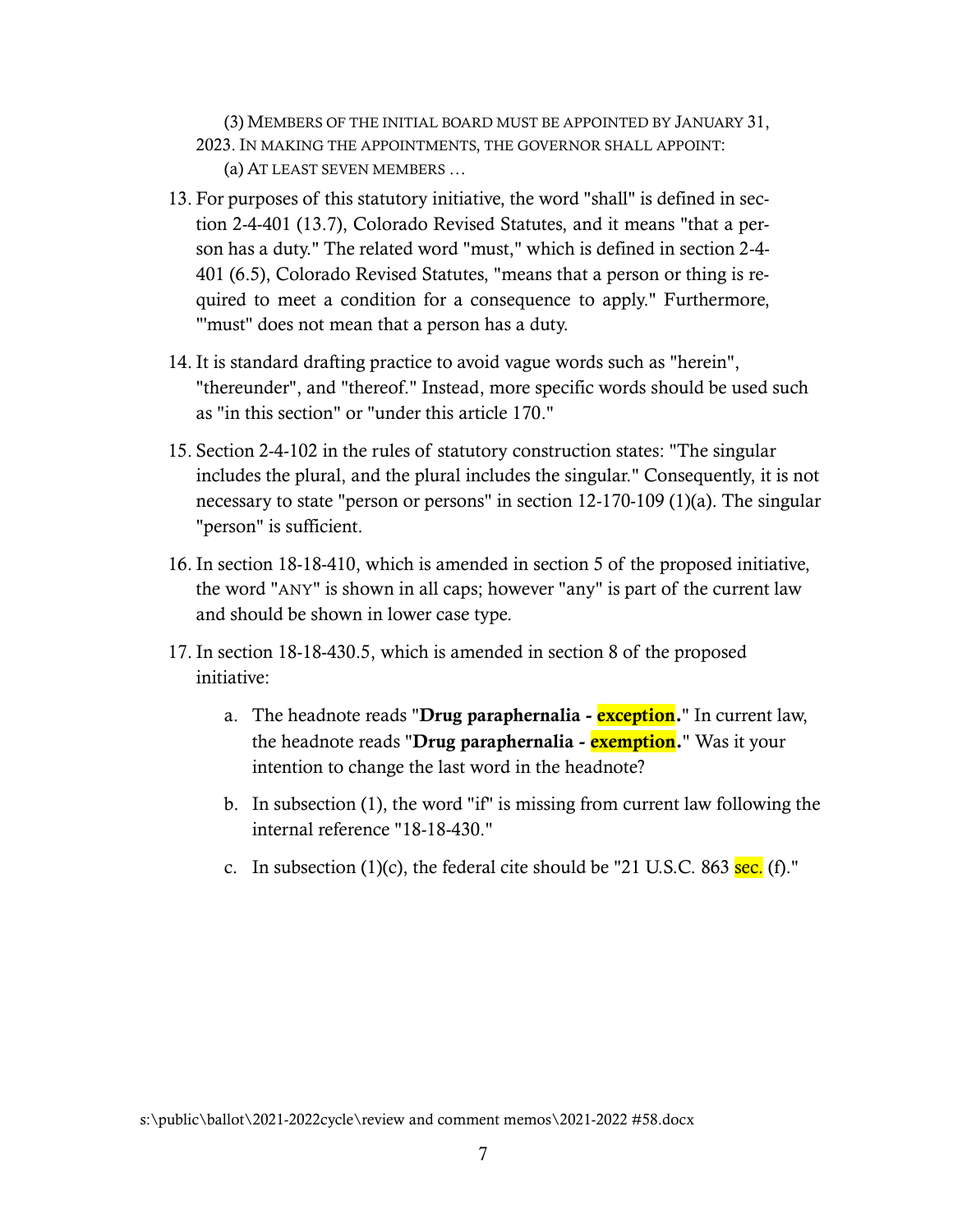(3) MEMBERS OF THE INITIAL BOARD MUST BE APPOINTED BY JANUARY 31, 2023. IN MAKING THE APPOINTMENTS, THE GOVERNOR SHALL APPOINT:

(a) AT LEAST SEVEN MEMBERS …

13. For purposes of this statutory initiative, the word "shall" is defined in section 2-4-401 (13.7), Colorado Revised Statutes, and it means "that a person has a duty." The related word "must," which is defined in section 2-4-401 (6.5), Colorado Revised Statutes, "means that a person or thing is required to meet a condition for a consequence to apply." Furthermore, "'must" does not mean that a person has a duty.

14. It is standard drafting practice to avoid vague words such as "herein", "thereunder", and "thereof." Instead, more specific words should be used such as "in this section" or "under this article 170."

15. Section 2-4-102 in the rules of statutory construction states: "The singular includes the plural, and the plural includes the singular." Consequently, it is not necessary to state "person or persons" in section 12-170-109 (1)(a). The singular "person" is sufficient.

16. In section 18-18-410, which is amended in section 5 of the proposed initiative, the word "ANY" is shown in all caps; however "any" is part of the current law and should be shown in lower case type.

17. In section 18-18-430.5, which is amended in section 8 of the proposed initiative:

    a. The headnote reads "**Drug paraphernalia - exception.**" In current law, the headnote reads "**Drug paraphernalia - exemption.**" Was it your intention to change the last word in the headnote?

    b. In subsection (1), the word "if" is missing from current law following the internal reference "18-18-430."

    c. In subsection (1)(c), the federal cite should be "21 U.S.C. 863 sec. (f)."

s:\public\ballot\2021-2022cycle\review and comment memos\2021-2022 #58.docx